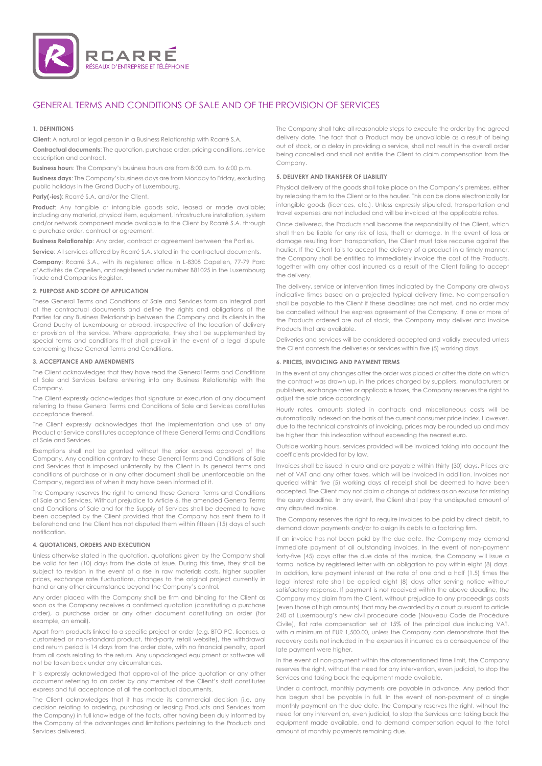# GENERAL TERMS AND CONDITIONS OF SALE AND OF THE PROVISION OF SERVICES

## 1. DEFINITIONS

**Client**: A natural or legal person in a Business Relationship with Rcarré S.A.

**Contractual documents**: The quotation, purchase order, pricing conditions, service description and contract.

**Business hours**: The Company's business hours are from 8:00 a.m. to 6:00 p.m.

**Business days**: The Company's business days are from Monday to Friday, excluding public holidays in the Grand Duchy of Luxembourg.

**Party(-ies)**: Rcarré S.A. and/or the Client.

**Product**: Any tangible or intangible goods sold, leased or made available; including any material, physical item, equipment, infrastructure installation, system and/or network component made available to the Client by Rcarré S.A. through a purchase order, contract or agreement.

**Business Relationship**: Any order, contract or agreement between the Parties.

**Service**: All services offered by Rcarré S.A. stated in the contractual documents.

**Company**: Rcarré S.A., with its registered office in L-8308 Capellen, 77-79 Parc d'Activités de Capellen, and registered under number B81025 in the Luxembourg Trade and Companies Register.

## 2. PURPOSE AND SCOPE OF APPLICATION

These General Terms and Conditions of Sale and Services form an integral part of the contractual documents and define the rights and obligations of the Parties for any Business Relationship between the Company and its clients in the Grand Duchy of Luxembourg or abroad, irrespective of the location of delivery or provision of the service. Where appropriate, they shall be supplemented by special terms and conditions that shall prevail in the event of a legal dispute concerning these General Terms and Conditions.

## 3. ACCEPTANCE AND AMENDMENTS

The Client acknowledges that they have read the General Terms and Conditions of Sale and Services before entering into any Business Relationship with the Company.

The Client expressly acknowledges that signature or execution of any document referring to these General Terms and Conditions of Sale and Services constitutes acceptance thereof.

The Client expressly acknowledges that the implementation and use of any Product or Service constitutes acceptance of these General Terms and Conditions of Sale and Services.

Exemptions shall not be granted without the prior express approval of the Company. Any condition contrary to these General Terms and Conditions of Sale and Services that is imposed unilaterally by the Client in its general terms and conditions of purchase or in any other document shall be unenforceable on the Company, regardless of when it may have been informed of it.

The Company reserves the right to amend these General Terms and Conditions of Sale and Services. Without prejudice to Article 6, the amended General Terms and Conditions of Sale and for the Supply of Services shall be deemed to have been accepted by the Client provided that the Company has sent them to it beforehand and the Client has not disputed them within fifteen (15) days of such notification.

## 4. QUOTATIONS, ORDERS AND EXECUTION

Unless otherwise stated in the quotation, quotations given by the Company shall be valid for ten (10) days from the date of issue. During this time, they shall be subject to revision in the event of a rise in raw materials costs, higher supplier prices, exchange rate fluctuations, changes to the original project currently in hand or any other circumstance beyond the Company's control.

Any order placed with the Company shall be firm and binding for the Client as soon as the Company receives a confirmed quotation (constituting a purchase order), a purchase order or any other document constituting an order (for example, an email).

Apart from products linked to a specific project or order (e.g. BTO PC, licenses, a customised or non-standard product, third-party retail website), the withdrawal and return period is 14 days from the order date, with no financial penalty, apart from all costs relating to the return. Any unpackaged equipment or software will not be taken back under any circumstances.

It is expressly acknowledged that approval of the price quotation or any other document referring to an order by any member of the Client's staff constitutes express and full acceptance of all the contractual documents.

The Client acknowledges that it has made its commercial decision (i.e. any decision relating to ordering, purchasing or leasing Products and Services from the Company) in full knowledge of the facts, after having been duly informed by the Company of the advantages and limitations pertaining to the Products and Services delivered.

The Company shall take all reasonable steps to execute the order by the agreed delivery date. The fact that a Product may be unavailable as a result of being out of stock, or a delay in providing a service, shall not result in the overall order being cancelled and shall not entitle the Client to claim compensation from the Company.

## 5. DELIVERY AND TRANSFER OF LIABILITY

Physical delivery of the goods shall take place on the Company's premises, either by releasing them to the Client or to the haulier. This can be done electronically for intangible goods (licences, etc.). Unless expressly stipulated, transportation and travel expenses are not included and will be invoiced at the applicable rates.

Once delivered, the Products shall become the responsibility of the Client, which shall then be liable for any risk of loss, theft or damage. In the event of loss or damage resulting from transportation, the Client must take recourse against the haulier. If the Client fails to accept the delivery of a product in a timely manner, the Company shall be entitled to immediately invoice the cost of the Products, together with any other cost incurred as a result of the Client failing to accept the delivery.

The delivery, service or intervention times indicated by the Company are always indicative times based on a projected typical delivery time. No compensation shall be payable to the Client if these deadlines are not met, and no order may be cancelled without the express agreement of the Company. If one or more of the Products ordered are out of stock, the Company may deliver and invoice Products that are available.

Deliveries and services will be considered accepted and validly executed unless the Client contests the deliveries or services within five (5) working days.

## 6. PRICES, INVOICING AND PAYMENT TERMS

In the event of any changes after the order was placed or after the date on which the contract was drawn up, in the prices charged by suppliers, manufacturers or publishers, exchange rates or applicable taxes, the Company reserves the right to adjust the sale price accordingly.

Hourly rates, amounts stated in contracts and miscellaneous costs will be automatically indexed on the basis of the current consumer price index. However, due to the technical constraints of invoicing, prices may be rounded up and may be higher than this indexation without exceeding the nearest euro.

Outside working hours, services provided will be invoiced taking into account the coefficients provided for by law.

Invoices shall be issued in euro and are payable within thirty (30) days. Prices are net of VAT and any other taxes, which will be invoiced in addition. Invoices not queried within five (5) working days of receipt shall be deemed to have been accepted. The Client may not claim a change of address as an excuse for missing the query deadline. In any event, the Client shall pay the undisputed amount of any disputed invoice.

The Company reserves the right to require invoices to be paid by direct debit, to demand down payments and/or to assign its debts to a factoring firm.

If an invoice has not been paid by the due date, the Company may demand immediate payment of all outstanding invoices. In the event of non-payment forty-five (45) days after the due date of the invoice, the Company will issue a formal notice by registered letter with an obligation to pay within eight (8) days. In addition, late payment interest at the rate of one and a half (1.5) times the legal interest rate shall be applied eight (8) days after serving notice without satisfactory response. If payment is not received within the above deadline, the Company may claim from the Client, without prejudice to any proceedings costs (even those of high amounts) that may be awarded by a court pursuant to article 240 of Luxembourg's new civil procedure code (Nouveau Code de Procédure Civile), flat rate compensation set at 15% of the principal due including VAT, with a minimum of EUR 1,500.00, unless the Company can demonstrate that the recovery costs not included in the expenses it incurred as a consequence of the late payment were higher.

In the event of non-payment within the aforementioned time limit, the Company reserves the right, without the need for any intervention, even judicial, to stop the Services and taking back the equipment made available.

Under a contract, monthly payments are payable in advance. Any period that has begun shall be payable in full. In the event of non-payment of a single monthly payment on the due date, the Company reserves the right, without the need for any intervention, even judicial, to stop the Services and taking back the equipment made available, and to demand compensation equal to the total amount of monthly payments remaining due.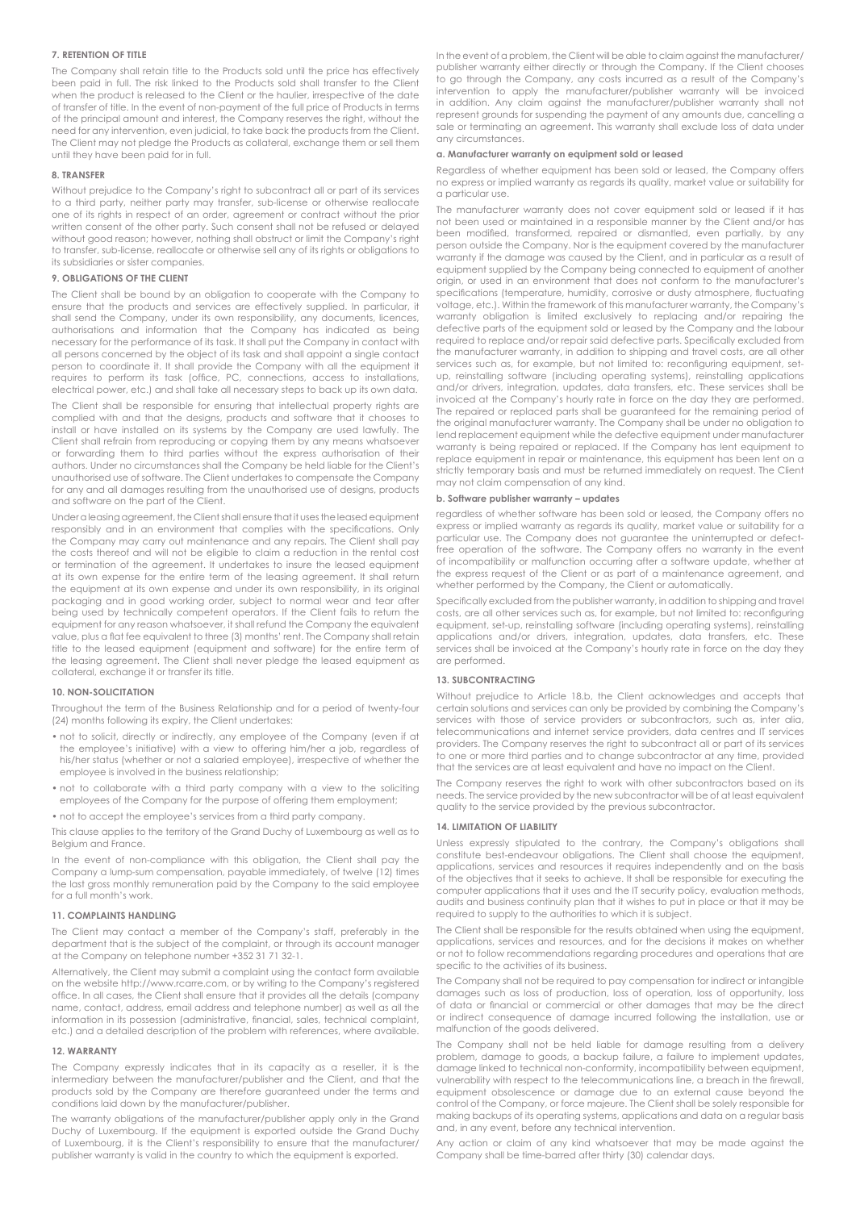## 7. RETENTION OF TITLE

The Company shall retain title to the Products sold until the price has effectively been paid in full. The risk linked to the Products sold shall transfer to the Client when the product is released to the Client or the haulier, irrespective of the date of transfer of title. In the event of non-payment of the full price of Products in terms of the principal amount and interest, the Company reserves the right, without the need for any intervention, even judicial, to take back the products from the Client. The Client may not pledge the Products as collateral, exchange them or sell them until they have been paid for in full.

## 8. TRANSFER

Without prejudice to the Company's right to subcontract all or part of its services to a third party, neither party may transfer, sub-license or otherwise reallocate one of its rights in respect of an order, agreement or contract without the prior written consent of the other party. Such consent shall not be refused or delayed without good reason; however, nothing shall obstruct or limit the Company's right to transfer, sub-license, reallocate or otherwise sell any of its rights or obligations to its subsidiaries or sister companies.

## 9. OBLIGATIONS OF THE CLIENT

The Client shall be bound by an obligation to cooperate with the Company to ensure that the products and services are effectively supplied. In particular, it shall send the Company, under its own responsibility, any documents, licences, authorisations and information that the Company has indicated as being necessary for the performance of its task. It shall put the Company in contact with all persons concerned by the object of its task and shall appoint a single contact person to coordinate it. It shall provide the Company with all the equipment it requires to perform its task (office, PC, connections, access to installations, electrical power, etc.) and shall take all necessary steps to back up its own data.

The Client shall be responsible for ensuring that intellectual property rights are complied with and that the designs, products and software that it chooses to install or have installed on its systems by the Company are used lawfully. The Client shall refrain from reproducing or copying them by any means whatsoever or forwarding them to third parties without the express authorisation of their authors. Under no circumstances shall the Company be held liable for the Client's unauthorised use of software. The Client undertakes to compensate the Company for any and all damages resulting from the unauthorised use of designs, products and software on the part of the Client.

Under a leasing agreement, the Client shall ensure that it uses the leased equipment responsibly and in an environment that complies with the specifications. Only the Company may carry out maintenance and any repairs. The Client shall pay the costs thereof and will not be eligible to claim a reduction in the rental cost or termination of the agreement. It undertakes to insure the leased equipment at its own expense for the entire term of the leasing agreement. It shall return the equipment at its own expense and under its own responsibility, in its original packaging and in good working order, subject to normal wear and tear after being used by technically competent operators. If the Client fails to return the equipment for any reason whatsoever, it shall refund the Company the equivalent value, plus a flat fee equivalent to three (3) months' rent. The Company shall retain title to the leased equipment (equipment and software) for the entire term of the leasing agreement. The Client shall never pledge the leased equipment as collateral, exchange it or transfer its title.

## 10. NON-SOLICITATION

Throughout the term of the Business Relationship and for a period of twenty-four (24) months following its expiry, the Client undertakes:

- not to solicit, directly or indirectly, any employee of the Company (even if at the employee's initiative) with a view to offering him/her a job, regardless of his/her status (whether or not a salaried employee), irrespective of whether the employee is involved in the business relationship;
- not to collaborate with a third party company with a view to the soliciting employees of the Company for the purpose of offering them employment;
- not to accept the employee's services from a third party company.

This clause applies to the territory of the Grand Duchy of Luxembourg as well as to Belgium and France.

In the event of non-compliance with this obligation, the Client shall pay the Company a lump-sum compensation, payable immediately, of twelve (12) times the last gross monthly remuneration paid by the Company to the said employee for a full month's work.

## 11. COMPLAINTS HANDLING

The Client may contact a member of the Company's staff, preferably in the department that is the subject of the complaint, or through its account manager at the Company on telephone number +352 31 71 32-1.

Alternatively, the Client may submit a complaint using the contact form available on the website http://www.rcarre.com, or by writing to the Company's registered office. In all cases, the Client shall ensure that it provides all the details (company name, contact, address, email address and telephone number) as well as all the information in its possession (administrative, financial, sales, technical complaint, etc.) and a detailed description of the problem with references, where available.

## 12. WARRANTY

The Company expressly indicates that in its capacity as a reseller, it is the intermediary between the manufacturer/publisher and the Client, and that the products sold by the Company are therefore guaranteed under the terms and conditions laid down by the manufacturer/publisher.

The warranty obligations of the manufacturer/publisher apply only in the Grand Duchy of Luxembourg. If the equipment is exported outside the Grand Duchy of Luxembourg, it is the Client's responsibility to ensure that the manufacturer/publisher warranty is valid in the country to which the equipment is exported.

In the event of a problem, the Client will be able to claim against the manufacturer/publisher warranty either directly or through the Company. If the Client chooses to go through the Company, any costs incurred as a result of the Company's intervention to apply the manufacturer/publisher warranty will be invoiced in addition. Any claim against the manufacturer/publisher warranty shall not represent grounds for suspending the payment of any amounts due, cancelling a sale or terminating an agreement. This warranty shall exclude loss of data under any circumstances.

### a. Manufacturer warranty on equipment sold or leased

Regardless of whether equipment has been sold or leased, the Company offers no express or implied warranty as regards its quality, market value or suitability for a particular use.

The manufacturer warranty does not cover equipment sold or leased if it has not been used or maintained in a responsible manner by the Client and/or has been modified, transformed, repaired or dismantled, even partially, by any person outside the Company. Nor is the equipment covered by the manufacturer warranty if the damage was caused by the Client, and in particular as a result of equipment supplied by the Company being connected to equipment of another origin, or used in an environment that does not conform to the manufacturer's specifications (temperature, humidity, corrosive or dusty atmosphere, fluctuating voltage, etc.). Within the framework of this manufacturer warranty, the Company's warranty obligation is limited exclusively to replacing and/or repairing the defective parts of the equipment sold or leased by the Company and the labour required to replace and/or repair said defective parts. Specifically excluded from the manufacturer warranty, in addition to shipping and travel costs, are all other services such as, for example, but not limited to: reconfiguring equipment, set-up, reinstalling software (including operating systems), reinstalling applications and/or drivers, integration, updates, data transfers, etc. These services shall be invoiced at the Company's hourly rate in force on the day they are performed. The repaired or replaced parts shall be guaranteed for the remaining period of the original manufacturer warranty. The Company shall be under no obligation to lend replacement equipment while the defective equipment under manufacturer warranty is being repaired or replaced. If the Company has lent equipment to replace equipment in repair or maintenance, this equipment has been lent on a strictly temporary basis and must be returned immediately on request. The Client may not claim compensation of any kind.

### b. Software publisher warranty – updates

regardless of whether software has been sold or leased, the Company offers no express or implied warranty as regards its quality, market value or suitability for a particular use. The Company does not guarantee the uninterrupted or defect-free operation of the software. The Company offers no warranty in the event of incompatibility or malfunction occurring after a software update, whether at the express request of the Client or as part of a maintenance agreement, and whether performed by the Company, the Client or automatically.

Specifically excluded from the publisher warranty, in addition to shipping and travel costs, are all other services such as, for example, but not limited to: reconfiguring equipment, set-up, reinstalling software (including operating systems), reinstalling applications and/or drivers, integration, updates, data transfers, etc. These services shall be invoiced at the Company's hourly rate in force on the day they are performed.

## 13. SUBCONTRACTING

Without prejudice to Article 18.b, the Client acknowledges and accepts that certain solutions and services can only be provided by combining the Company's services with those of service providers or subcontractors, such as, inter alia, telecommunications and internet service providers, data centres and IT services providers. The Company reserves the right to subcontract all or part of its services to one or more third parties and to change subcontractor at any time, provided that the services are at least equivalent and have no impact on the Client.

The Company reserves the right to work with other subcontractors based on its needs. The service provided by the new subcontractor will be of at least equivalent quality to the service provided by the previous subcontractor.

## 14. LIMITATION OF LIABILITY

Unless expressly stipulated to the contrary, the Company's obligations shall constitute best-endeavour obligations. The Client shall choose the equipment, applications, services and resources it requires independently and on the basis of the objectives that it seeks to achieve. It shall be responsible for executing the computer applications that it uses and the IT security policy, evaluation methods, audits and business continuity plan that it wishes to put in place or that it may be required to supply to the authorities to which it is subject.

The Client shall be responsible for the results obtained when using the equipment, applications, services and resources, and for the decisions it makes on whether or not to follow recommendations regarding procedures and operations that are specific to the activities of its business.

The Company shall not be required to pay compensation for indirect or intangible damages such as loss of production, loss of operation, loss of opportunity, loss of data or financial or commercial or other damages that may be the direct or indirect consequence of damage incurred following the installation, use or malfunction of the goods delivered.

The Company shall not be held liable for damage resulting from a delivery problem, damage to goods, a backup failure, a failure to implement updates, damage linked to technical non-conformity, incompatibility between equipment, vulnerability with respect to the telecommunications line, a breach in the firewall, equipment obsolescence or damage due to an external cause beyond the control of the Company, or force majeure. The Client shall be solely responsible for making backups of its operating systems, applications and data on a regular basis and, in any event, before any technical intervention.

Any action or claim of any kind whatsoever that may be made against the Company shall be time-barred after thirty (30) calendar days.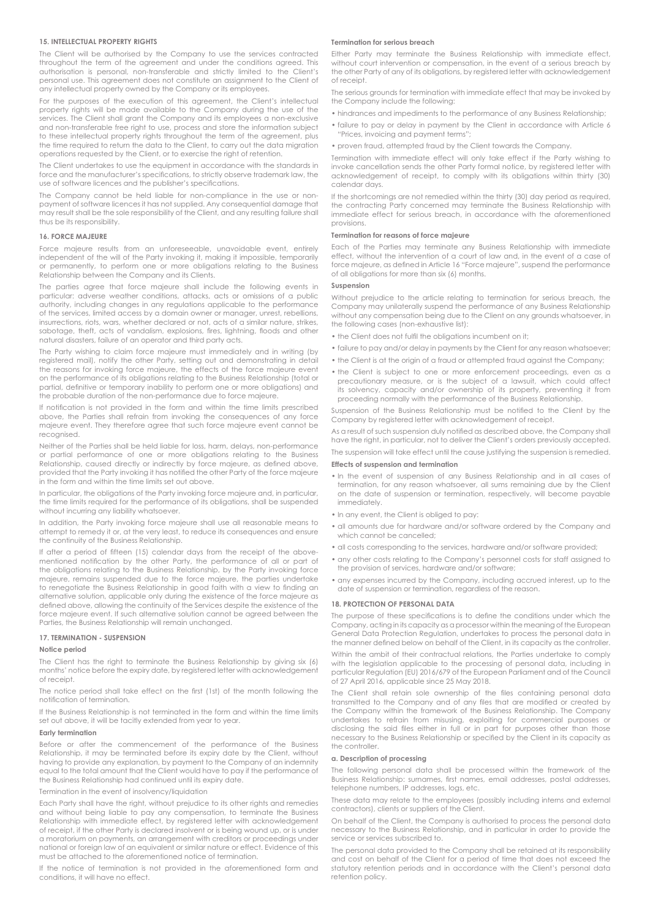## 15. INTELLECTUAL PROPERTY RIGHTS

The Client will be authorised by the Company to use the services contracted throughout the term of the agreement and under the conditions agreed. This authorisation is personal, non-transferable and strictly limited to the Client's personal use. This agreement does not constitute an assignment to the Client of any intellectual property owned by the Company or its employees.

For the purposes of the execution of this agreement, the Client's intellectual property rights will be made available to the Company during the use of the services. The Client shall grant the Company and its employees a non-exclusive and non-transferable free right to use, process and store the information subject to these intellectual property rights throughout the term of the agreement, plus the time required to return the data to the Client, to carry out the data migration operations requested by the Client, or to exercise the right of retention.

The Client undertakes to use the equipment in accordance with the standards in force and the manufacturer's specifications, to strictly observe trademark law, the use of software licences and the publisher's specifications.

The Company cannot be held liable for non-compliance in the use or non-payment of software licences it has not supplied. Any consequential damage that may result shall be the sole responsibility of the Client, and any resulting failure shall thus be its responsibility.

## 16. FORCE MAJEURE

Force majeure results from an unforeseeable, unavoidable event, entirely independent of the will of the Party invoking it, making it impossible, temporarily or permanently, to perform one or more obligations relating to the Business Relationship between the Company and its Clients.

The parties agree that force majeure shall include the following events in particular: adverse weather conditions, attacks, acts or omissions of a public authority, including changes in any regulations applicable to the performance of the services, limited access by a domain owner or manager, unrest, rebellions, insurrections, riots, wars, whether declared or not, acts of a similar nature, strikes, sabotage, theft, acts of vandalism, explosions, fires, lightning, floods and other natural disasters, failure of an operator and third party acts.

The Party wishing to claim force majeure must immediately and in writing (by registered mail), notify the other Party, setting out and demonstrating in detail the reasons for invoking force majeure, the effects of the force majeure event on the performance of its obligations relating to the Business Relationship (total or partial, definitive or temporary inability to perform one or more obligations) and the probable duration of the non-performance due to force majeure.

If notification is not provided in the form and within the time limits prescribed above, the Parties shall refrain from invoking the consequences of any force majeure event. They therefore agree that such force majeure event cannot be recognised.

Neither of the Parties shall be held liable for loss, harm, delays, non-performance or partial performance of one or more obligations relating to the Business Relationship, caused directly or indirectly by force majeure, as defined above, provided that the Party invoking it has notified the other Party of the force majeure in the form and within the time limits set out above.

In particular, the obligations of the Party invoking force majeure and, in particular, the time limits required for the performance of its obligations, shall be suspended without incurring any liability whatsoever.

In addition, the Party invoking force majeure shall use all reasonable means to attempt to remedy it or, at the very least, to reduce its consequences and ensure the continuity of the Business Relationship.

If after a period of fifteen (15) calendar days from the receipt of the above-mentioned notification by the other Party, the performance of all or part of the obligations relating to the Business Relationship, by the Party invoking force majeure, remains suspended due to the force majeure, the parties undertake to renegotiate the Business Relationship in good faith with a view to finding an alternative solution, applicable only during the existence of the force majeure as defined above, allowing the continuity of the Services despite the existence of the force majeure event. If such alternative solution cannot be agreed between the Parties, the Business Relationship will remain unchanged.

## 17. TERMINATION - SUSPENSION

### Notice period

The Client has the right to terminate the Business Relationship by giving six (6) months' notice before the expiry date, by registered letter with acknowledgement of receipt.

The notice period shall take effect on the first (1st) of the month following the notification of termination.

If the Business Relationship is not terminated in the form and within the time limits set out above, it will be tacitly extended from year to year.

### Early termination

Before or after the commencement of the performance of the Business Relationship, it may be terminated before its expiry date by the Client, without having to provide any explanation, by payment to the Company of an indemnity equal to the total amount that the Client would have to pay if the performance of the Business Relationship had continued until its expiry date.

Termination in the event of insolvency/liquidation

Each Party shall have the right, without prejudice to its other rights and remedies and without being liable to pay any compensation, to terminate the Business Relationship with immediate effect, by registered letter with acknowledgement of receipt, if the other Party is declared insolvent or is being wound up, or is under a moratorium on payments, an arrangement with creditors or proceedings under national or foreign law of an equivalent or similar nature or effect. Evidence of this must be attached to the aforementioned notice of termination.

If the notice of termination is not provided in the aforementioned form and conditions, it will have no effect.

### Termination for serious breach

Either Party may terminate the Business Relationship with immediate effect, without court intervention or compensation, in the event of a serious breach by the other Party of any of its obligations, by registered letter with acknowledgement of receipt.

The serious grounds for termination with immediate effect that may be invoked by the Company include the following:

- hindrances and impediments to the performance of any Business Relationship;
- failure to pay or delay in payment by the Client in accordance with Article 6 "Prices, invoicing and payment terms";
- proven fraud, attempted fraud by the Client towards the Company.

Termination with immediate effect will only take effect if the Party wishing to invoke cancellation sends the other Party formal notice, by registered letter with acknowledgement of receipt, to comply with its obligations within thirty (30) calendar days.

If the shortcomings are not remedied within the thirty (30) day period as required, the contracting Party concerned may terminate the Business Relationship with immediate effect for serious breach, in accordance with the aforementioned provisions.

### Termination for reasons of force majeure

Each of the Parties may terminate any Business Relationship with immediate effect, without the intervention of a court of law and, in the event of a case of force majeure, as defined in Article 16 "Force majeure", suspend the performance of all obligations for more than six (6) months.

### Suspension

Without prejudice to the article relating to termination for serious breach, the Company may unilaterally suspend the performance of any Business Relationship without any compensation being due to the Client on any grounds whatsoever, in the following cases (non-exhaustive list):

- the Client does not fulfil the obligations incumbent on it;
- failure to pay and/or delay in payments by the Client for any reason whatsoever;
- the Client is at the origin of a fraud or attempted fraud against the Company;
- the Client is subject to one or more enforcement proceedings, even as a precautionary measure, or is the subject of a lawsuit, which could affect its solvency, capacity and/or ownership of its property, preventing it from proceeding normally with the performance of the Business Relationship.

Suspension of the Business Relationship must be notified to the Client by the Company by registered letter with acknowledgement of receipt.

As a result of such suspension duly notified as described above, the Company shall have the right, in particular, not to deliver the Client's orders previously accepted.

The suspension will take effect until the cause justifying the suspension is remedied.

### Effects of suspension and termination

- In the event of suspension of any Business Relationship and in all cases of termination, for any reason whatsoever, all sums remaining due by the Client on the date of suspension or termination, respectively, will become payable immediately.
- In any event, the Client is obliged to pay:
- all amounts due for hardware and/or software ordered by the Company and which cannot be cancelled;
- all costs corresponding to the services, hardware and/or software provided;
- any other costs relating to the Company's personnel costs for staff assigned to the provision of services, hardware and/or software;
- any expenses incurred by the Company, including accrued interest, up to the date of suspension or termination, regardless of the reason.

## 18. PROTECTION OF PERSONAL DATA

The purpose of these specifications is to define the conditions under which the Company, acting in its capacity as a processor within the meaning of the European General Data Protection Regulation, undertakes to process the personal data in the manner defined below on behalf of the Client, in its capacity as the controller.

Within the ambit of their contractual relations, the Parties undertake to comply with the legislation applicable to the processing of personal data, including in particular Regulation (EU) 2016/679 of the European Parliament and of the Council of 27 April 2016, applicable since 25 May 2018.

The Client shall retain sole ownership of the files containing personal data transmitted to the Company and of any files that are modified or created by the Company within the framework of the Business Relationship. The Company undertakes to refrain from misusing, exploiting for commercial purposes or disclosing the said files either in full or in part for purposes other than those necessary to the Business Relationship or specified by the Client in its capacity as the controller.

### a. Description of processing

The following personal data shall be processed within the framework of the Business Relationship: surnames, first names, email addresses, postal addresses, telephone numbers, IP addresses, logs, etc.

These data may relate to the employees (possibly including interns and external contractors), clients or suppliers of the Client.

On behalf of the Client, the Company is authorised to process the personal data necessary to the Business Relationship, and in particular in order to provide the service or services subscribed to.

The personal data provided to the Company shall be retained at its responsibility and cost on behalf of the Client for a period of time that does not exceed the statutory retention periods and in accordance with the Client's personal data retention policy.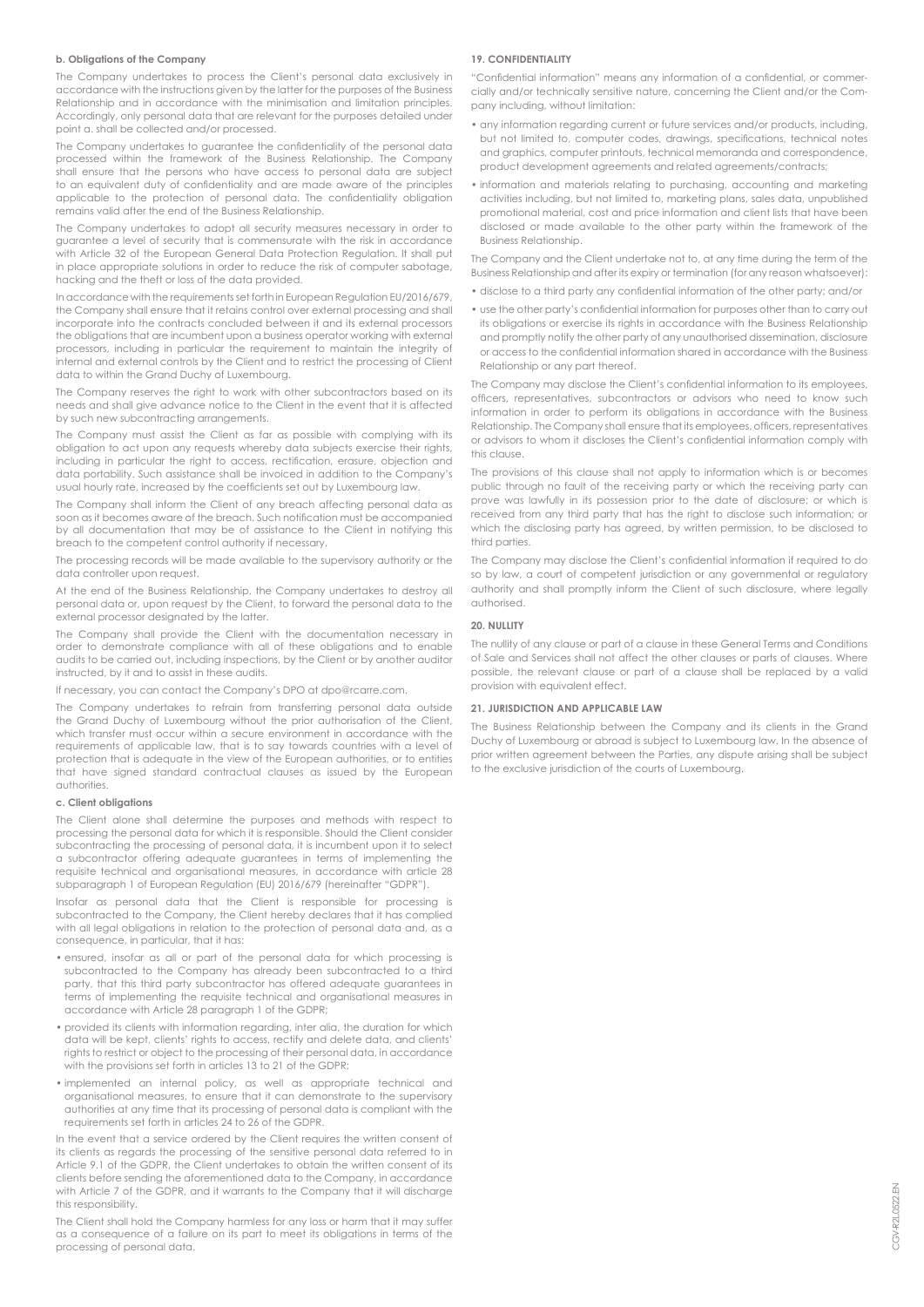**b. Obligations of the Company**

The Company undertakes to process the Client's personal data exclusively in accordance with the instructions given by the latter for the purposes of the Business Relationship and in accordance with the minimisation and limitation principles. Accordingly, only personal data that are relevant for the purposes detailed under point a. shall be collected and/or processed.

The Company undertakes to guarantee the confidentiality of the personal data processed within the framework of the Business Relationship. The Company shall ensure that the persons who have access to personal data are subject to an equivalent duty of confidentiality and are made aware of the principles applicable to the protection of personal data. The confidentiality obligation remains valid after the end of the Business Relationship.

The Company undertakes to adopt all security measures necessary in order to guarantee a level of security that is commensurate with the risk in accordance with Article 32 of the European General Data Protection Regulation. It shall put in place appropriate solutions in order to reduce the risk of computer sabotage, hacking and the theft or loss of the data provided.

In accordance with the requirements set forth in European Regulation EU/2016/679, the Company shall ensure that it retains control over external processing and shall incorporate into the contracts concluded between it and its external processors the obligations that are incumbent upon a business operator working with external processors, including in particular the requirement to maintain the integrity of internal and external controls by the Client and to restrict the processing of Client data to within the Grand Duchy of Luxembourg.

The Company reserves the right to work with other subcontractors based on its needs and shall give advance notice to the Client in the event that it is affected by such new subcontracting arrangements.

The Company must assist the Client as far as possible with complying with its obligation to act upon any requests whereby data subjects exercise their rights, including in particular the right to access, rectification, erasure, objection and data portability. Such assistance shall be invoiced in addition to the Company's usual hourly rate, increased by the coefficients set out by Luxembourg law.

The Company shall inform the Client of any breach affecting personal data as soon as it becomes aware of the breach. Such notification must be accompanied by all documentation that may be of assistance to the Client in notifying this breach to the competent control authority if necessary.

The processing records will be made available to the supervisory authority or the data controller upon request.

At the end of the Business Relationship, the Company undertakes to destroy all personal data or, upon request by the Client, to forward the personal data to the external processor designated by the latter.

The Company shall provide the Client with the documentation necessary in order to demonstrate compliance with all of these obligations and to enable audits to be carried out, including inspections, by the Client or by another auditor instructed, by it and to assist in these audits.

If necessary, you can contact the Company's DPO at dpo@rcarre.com.

The Company undertakes to refrain from transferring personal data outside the Grand Duchy of Luxembourg without the prior authorisation of the Client, which transfer must occur within a secure environment in accordance with the requirements of applicable law, that is to say towards countries with a level of protection that is adequate in the view of the European authorities, or to entities that have signed standard contractual clauses as issued by the European authorities.

**c. Client obligations**

The Client alone shall determine the purposes and methods with respect to processing the personal data for which it is responsible. Should the Client consider subcontracting the processing of personal data, it is incumbent upon it to select a subcontractor offering adequate guarantees in terms of implementing the requisite technical and organisational measures, in accordance with article 28 subparagraph 1 of European Regulation (EU) 2016/679 (hereinafter "GDPR").

Insofar as personal data that the Client is responsible for processing is subcontracted to the Company, the Client hereby declares that it has complied with all legal obligations in relation to the protection of personal data and, as a consequence, in particular, that it has:

- ensured, insofar as all or part of the personal data for which processing is subcontracted to the Company has already been subcontracted to a third party, that this third party subcontractor has offered adequate guarantees in terms of implementing the requisite technical and organisational measures in accordance with Article 28 paragraph 1 of the GDPR;
- provided its clients with information regarding, inter alia, the duration for which data will be kept, clients' rights to access, rectify and delete data, and clients' rights to restrict or object to the processing of their personal data, in accordance with the provisions set forth in articles 13 to 21 of the GDPR;
- implemented an internal policy, as well as appropriate technical and organisational measures, to ensure that it can demonstrate to the supervisory authorities at any time that its processing of personal data is compliant with the requirements set forth in articles 24 to 26 of the GDPR.

In the event that a service ordered by the Client requires the written consent of its clients as regards the processing of the sensitive personal data referred to in Article 9.1 of the GDPR, the Client undertakes to obtain the written consent of its clients before sending the aforementioned data to the Company, in accordance with Article 7 of the GDPR, and it warrants to the Company that it will discharge this responsibility.

The Client shall hold the Company harmless for any loss or harm that it may suffer as a consequence of a failure on its part to meet its obligations in terms of the processing of personal data.

**19. CONFIDENTIALITY**

"Confidential information" means any information of a confidential, or commercially and/or technically sensitive nature, concerning the Client and/or the Company including, without limitation:

- any information regarding current or future services and/or products, including, but not limited to, computer codes, drawings, specifications, technical notes and graphics, computer printouts, technical memoranda and correspondence, product development agreements and related agreements/contracts;
- information and materials relating to purchasing, accounting and marketing activities including, but not limited to, marketing plans, sales data, unpublished promotional material, cost and price information and client lists that have been disclosed or made available to the other party within the framework of the Business Relationship.

The Company and the Client undertake not to, at any time during the term of the Business Relationship and after its expiry or termination (for any reason whatsoever):

- disclose to a third party any confidential information of the other party; and/or
- use the other party's confidential information for purposes other than to carry out its obligations or exercise its rights in accordance with the Business Relationship and promptly notify the other party of any unauthorised dissemination, disclosure or access to the confidential information shared in accordance with the Business Relationship or any part thereof.

The Company may disclose the Client's confidential information to its employees, officers, representatives, subcontractors or advisors who need to know such information in order to perform its obligations in accordance with the Business Relationship. The Company shall ensure that its employees, officers, representatives or advisors to whom it discloses the Client's confidential information comply with this clause.

The provisions of this clause shall not apply to information which is or becomes public through no fault of the receiving party or which the receiving party can prove was lawfully in its possession prior to the date of disclosure; or which is received from any third party that has the right to disclose such information; or which the disclosing party has agreed, by written permission, to be disclosed to third parties.

The Company may disclose the Client's confidential information if required to do so by law, a court of competent jurisdiction or any governmental or regulatory authority and shall promptly inform the Client of such disclosure, where legally authorised.

**20. NULLITY**

The nullity of any clause or part of a clause in these General Terms and Conditions of Sale and Services shall not affect the other clauses or parts of clauses. Where possible, the relevant clause or part of a clause shall be replaced by a valid provision with equivalent effect.

**21. JURISDICTION AND APPLICABLE LAW**

The Business Relationship between the Company and its clients in the Grand Duchy of Luxembourg or abroad is subject to Luxembourg law. In the absence of prior written agreement between the Parties, any dispute arising shall be subject to the exclusive jurisdiction of the courts of Luxembourg.

CGV-R2L0522.EN